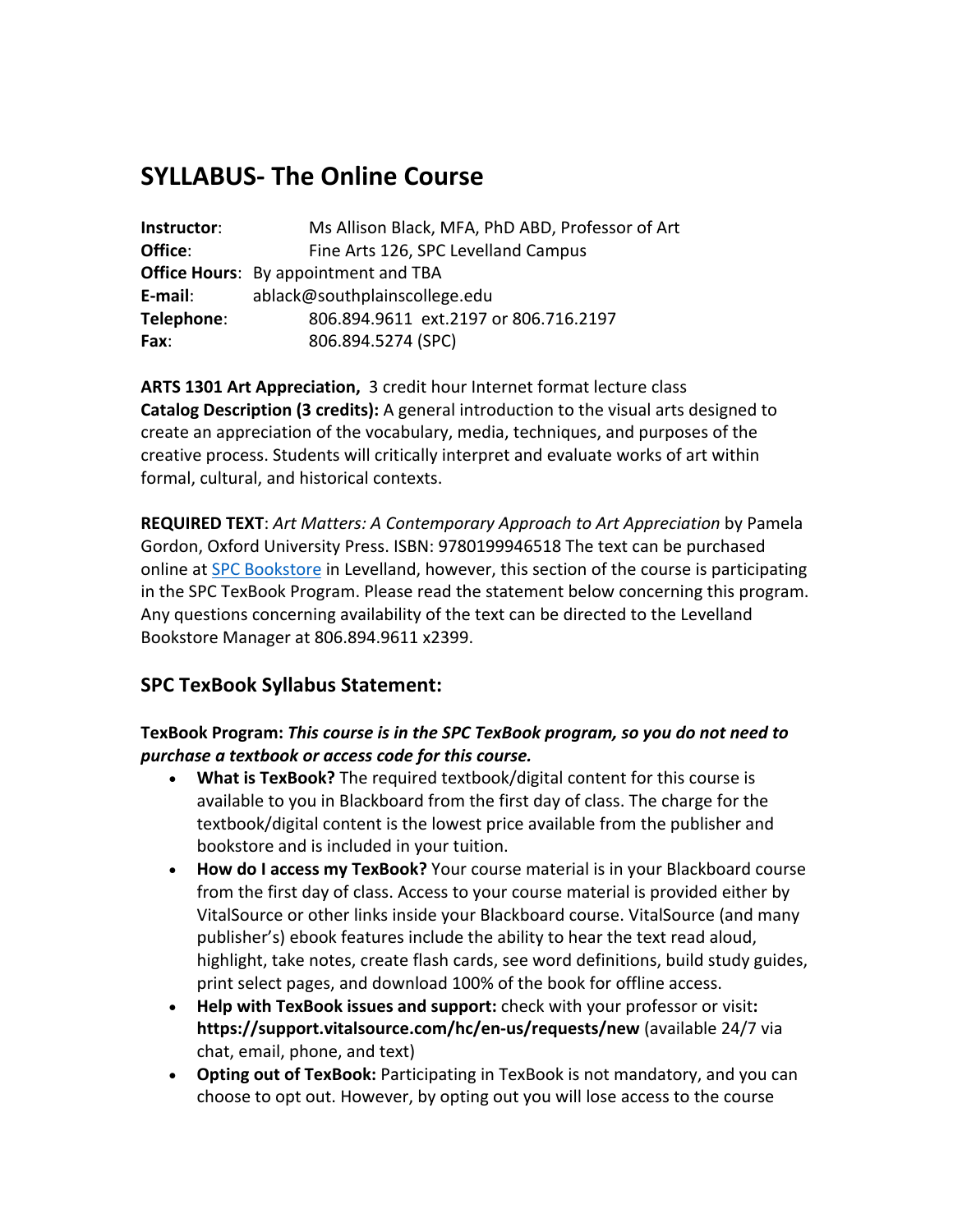# SYLLABUS- The Online Course

**Instructor**: Ms Allison Black, MFA, PhD ABD, Professor of Art
**Office**: Fine Arts 126, SPC Levelland Campus
**Office Hours**: By appointment and TBA
**E-mail**: ablack@southplainscollege.edu
**Telephone**: 806.894.9611 ext.2197 or 806.716.2197
**Fax**: 806.894.5274 (SPC)

**ARTS 1301 Art Appreciation,** 3 credit hour Internet format lecture class
**Catalog Description (3 credits):** A general introduction to the visual arts designed to create an appreciation of the vocabulary, media, techniques, and purposes of the creative process. Students will critically interpret and evaluate works of art within formal, cultural, and historical contexts.

**REQUIRED TEXT**: *Art Matters: A Contemporary Approach to Art Appreciation* by Pamela Gordon, Oxford University Press. ISBN: 9780199946518 The text can be purchased online at SPC Bookstore in Levelland, however, this section of the course is participating in the SPC TexBook Program. Please read the statement below concerning this program. Any questions concerning availability of the text can be directed to the Levelland Bookstore Manager at 806.894.9611 x2399.

## SPC TexBook Syllabus Statement:

**TexBook Program:** ***This course is in the SPC TexBook program, so you do not need to purchase a textbook or access code for this course.***

- **What is TexBook?** The required textbook/digital content for this course is available to you in Blackboard from the first day of class. The charge for the textbook/digital content is the lowest price available from the publisher and bookstore and is included in your tuition.
- **How do I access my TexBook?** Your course material is in your Blackboard course from the first day of class. Access to your course material is provided either by VitalSource or other links inside your Blackboard course. VitalSource (and many publisher's) ebook features include the ability to hear the text read aloud, highlight, take notes, create flash cards, see word definitions, build study guides, print select pages, and download 100% of the book for offline access.
- **Help with TexBook issues and support:** check with your professor or visit**: https://support.vitalsource.com/hc/en-us/requests/new** (available 24/7 via chat, email, phone, and text)
- **Opting out of TexBook:** Participating in TexBook is not mandatory, and you can choose to opt out. However, by opting out you will lose access to the course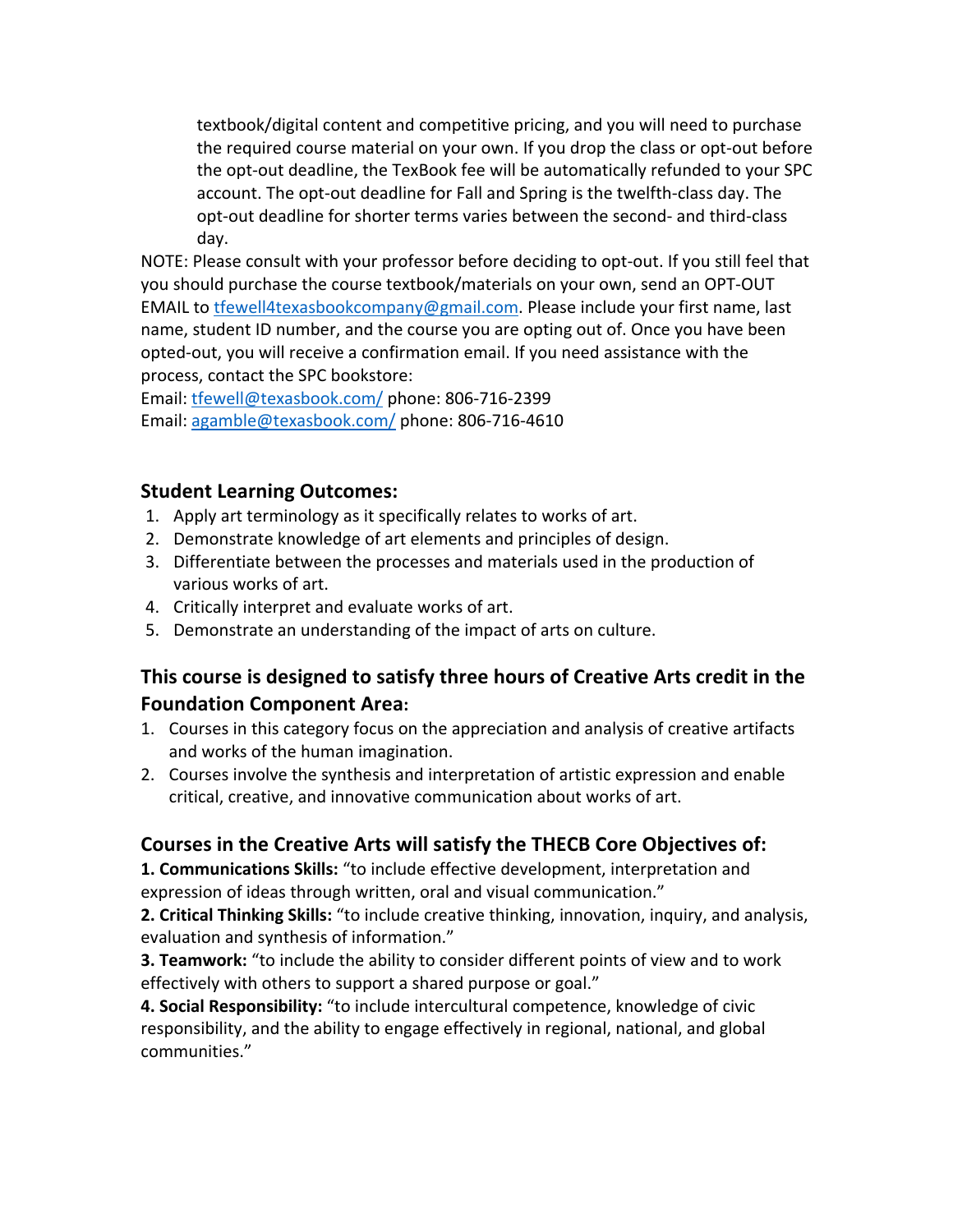textbook/digital content and competitive pricing, and you will need to purchase the required course material on your own. If you drop the class or opt-out before the opt-out deadline, the TexBook fee will be automatically refunded to your SPC account. The opt-out deadline for Fall and Spring is the twelfth-class day. The opt-out deadline for shorter terms varies between the second- and third-class day.

NOTE: Please consult with your professor before deciding to opt-out. If you still feel that you should purchase the course textbook/materials on your own, send an OPT-OUT EMAIL to tfewell4texasbookcompany@gmail.com. Please include your first name, last name, student ID number, and the course you are opting out of. Once you have been opted-out, you will receive a confirmation email. If you need assistance with the process, contact the SPC bookstore:
Email: tfewell@texasbook.com/ phone: 806-716-2399
Email: agamble@texasbook.com/ phone: 806-716-4610

## Student Learning Outcomes:

1. Apply art terminology as it specifically relates to works of art.
2. Demonstrate knowledge of art elements and principles of design.
3. Differentiate between the processes and materials used in the production of various works of art.
4. Critically interpret and evaluate works of art.
5. Demonstrate an understanding of the impact of arts on culture.

## This course is designed to satisfy three hours of Creative Arts credit in the Foundation Component Area:

1. Courses in this category focus on the appreciation and analysis of creative artifacts and works of the human imagination.
2. Courses involve the synthesis and interpretation of artistic expression and enable critical, creative, and innovative communication about works of art.

## Courses in the Creative Arts will satisfy the THECB Core Objectives of:

**1. Communications Skills:** "to include effective development, interpretation and expression of ideas through written, oral and visual communication."
**2. Critical Thinking Skills:** "to include creative thinking, innovation, inquiry, and analysis, evaluation and synthesis of information."
**3. Teamwork:** "to include the ability to consider different points of view and to work effectively with others to support a shared purpose or goal."
**4. Social Responsibility:** "to include intercultural competence, knowledge of civic responsibility, and the ability to engage effectively in regional, national, and global communities."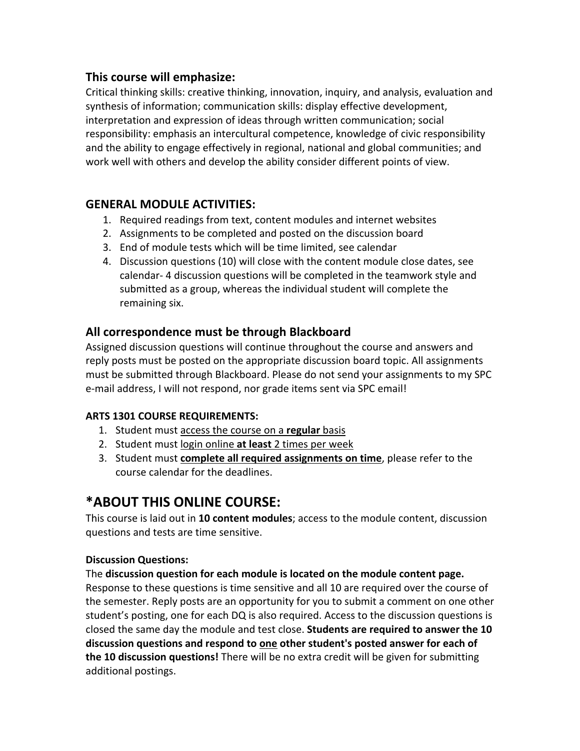### This course will emphasize:

Critical thinking skills: creative thinking, innovation, inquiry, and analysis, evaluation and synthesis of information; communication skills: display effective development, interpretation and expression of ideas through written communication; social responsibility: emphasis an intercultural competence, knowledge of civic responsibility and the ability to engage effectively in regional, national and global communities; and work well with others and develop the ability consider different points of view.

### GENERAL MODULE ACTIVITIES:

1. Required readings from text, content modules and internet websites
2. Assignments to be completed and posted on the discussion board
3. End of module tests which will be time limited, see calendar
4. Discussion questions (10) will close with the content module close dates, see calendar- 4 discussion questions will be completed in the teamwork style and submitted as a group, whereas the individual student will complete the remaining six.

### All correspondence must be through Blackboard

Assigned discussion questions will continue throughout the course and answers and reply posts must be posted on the appropriate discussion board topic. All assignments must be submitted through Blackboard. Please do not send your assignments to my SPC e-mail address, I will not respond, nor grade items sent via SPC email!

**ARTS 1301 COURSE REQUIREMENTS:**

1. Student must <u>access the course on a **regular** basis</u>
2. Student must <u>login online **at least** 2 times per week</u>
3. Student must <u>**complete all required assignments on time**</u>, please refer to the course calendar for the deadlines.

## *ABOUT THIS ONLINE COURSE:

This course is laid out in **10 content modules**; access to the module content, discussion questions and tests are time sensitive.

**Discussion Questions:**

The **discussion question for each module is located on the module content page.** Response to these questions is time sensitive and all 10 are required over the course of the semester. Reply posts are an opportunity for you to submit a comment on one other student's posting, one for each DQ is also required. Access to the discussion questions is closed the same day the module and test close. **Students are required to answer the 10 discussion questions and respond to <u>one</u> other student's posted answer for each of the 10 discussion questions!** There will be no extra credit will be given for submitting additional postings.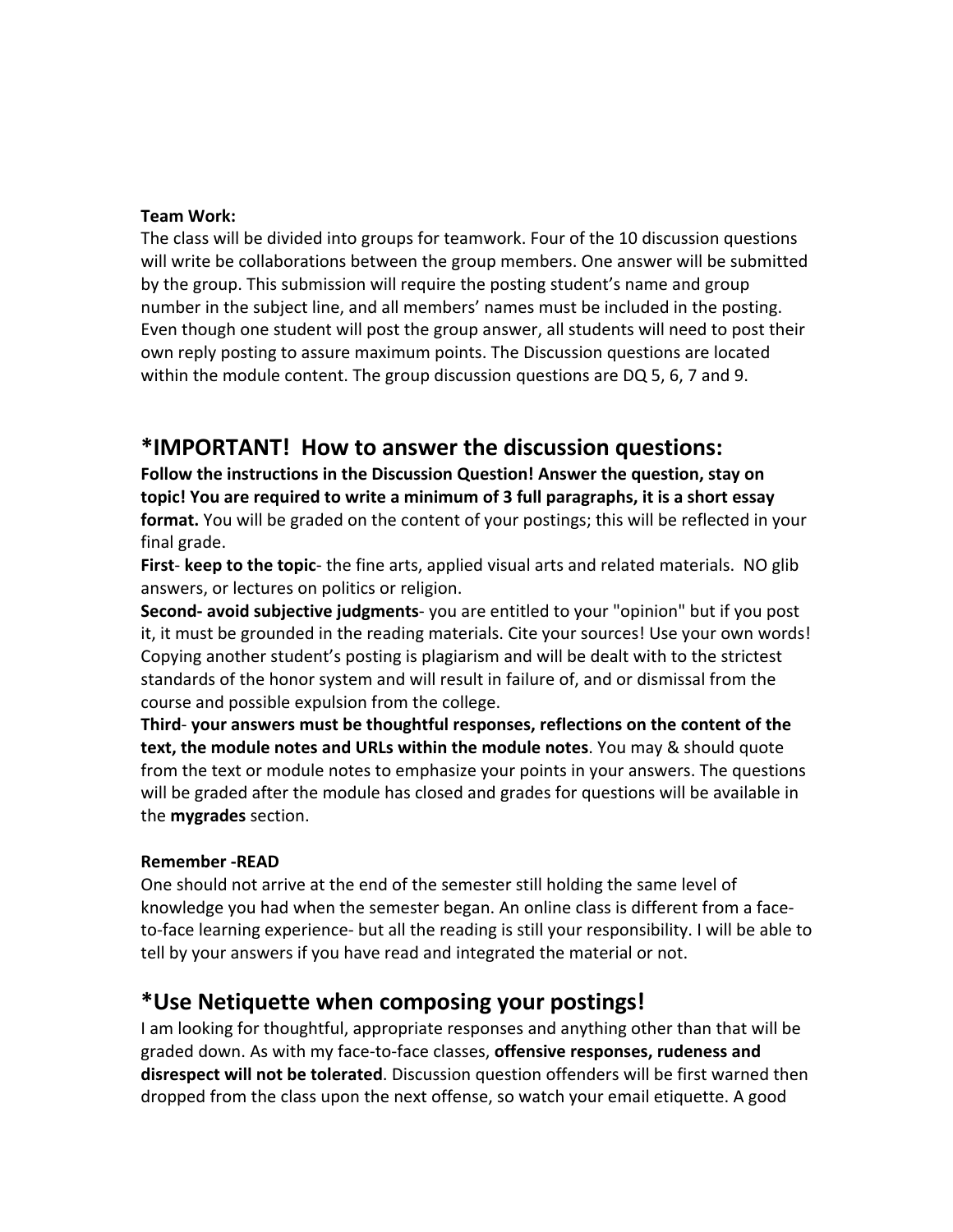**Team Work:**

The class will be divided into groups for teamwork. Four of the 10 discussion questions will write be collaborations between the group members. One answer will be submitted by the group. This submission will require the posting student's name and group number in the subject line, and all members' names must be included in the posting. Even though one student will post the group answer, all students will need to post their own reply posting to assure maximum points. The Discussion questions are located within the module content. The group discussion questions are DQ 5, 6, 7 and 9.

## *IMPORTANT! How to answer the discussion questions:

**Follow the instructions in the Discussion Question! Answer the question, stay on topic! You are required to write a minimum of 3 full paragraphs, it is a short essay format.** You will be graded on the content of your postings; this will be reflected in your final grade.

**First**- **keep to the topic**- the fine arts, applied visual arts and related materials. NO glib answers, or lectures on politics or religion.

**Second- avoid subjective judgments**- you are entitled to your "opinion" but if you post it, it must be grounded in the reading materials. Cite your sources! Use your own words! Copying another student's posting is plagiarism and will be dealt with to the strictest standards of the honor system and will result in failure of, and or dismissal from the course and possible expulsion from the college.

**Third**- **your answers must be thoughtful responses, reflections on the content of the text, the module notes and URLs within the module notes**. You may & should quote from the text or module notes to emphasize your points in your answers. The questions will be graded after the module has closed and grades for questions will be available in the **mygrades** section.

**Remember -READ**

One should not arrive at the end of the semester still holding the same level of knowledge you had when the semester began. An online class is different from a face-to-face learning experience- but all the reading is still your responsibility. I will be able to tell by your answers if you have read and integrated the material or not.

## *Use Netiquette when composing your postings!

I am looking for thoughtful, appropriate responses and anything other than that will be graded down. As with my face-to-face classes, **offensive responses, rudeness and disrespect will not be tolerated**. Discussion question offenders will be first warned then dropped from the class upon the next offense, so watch your email etiquette. A good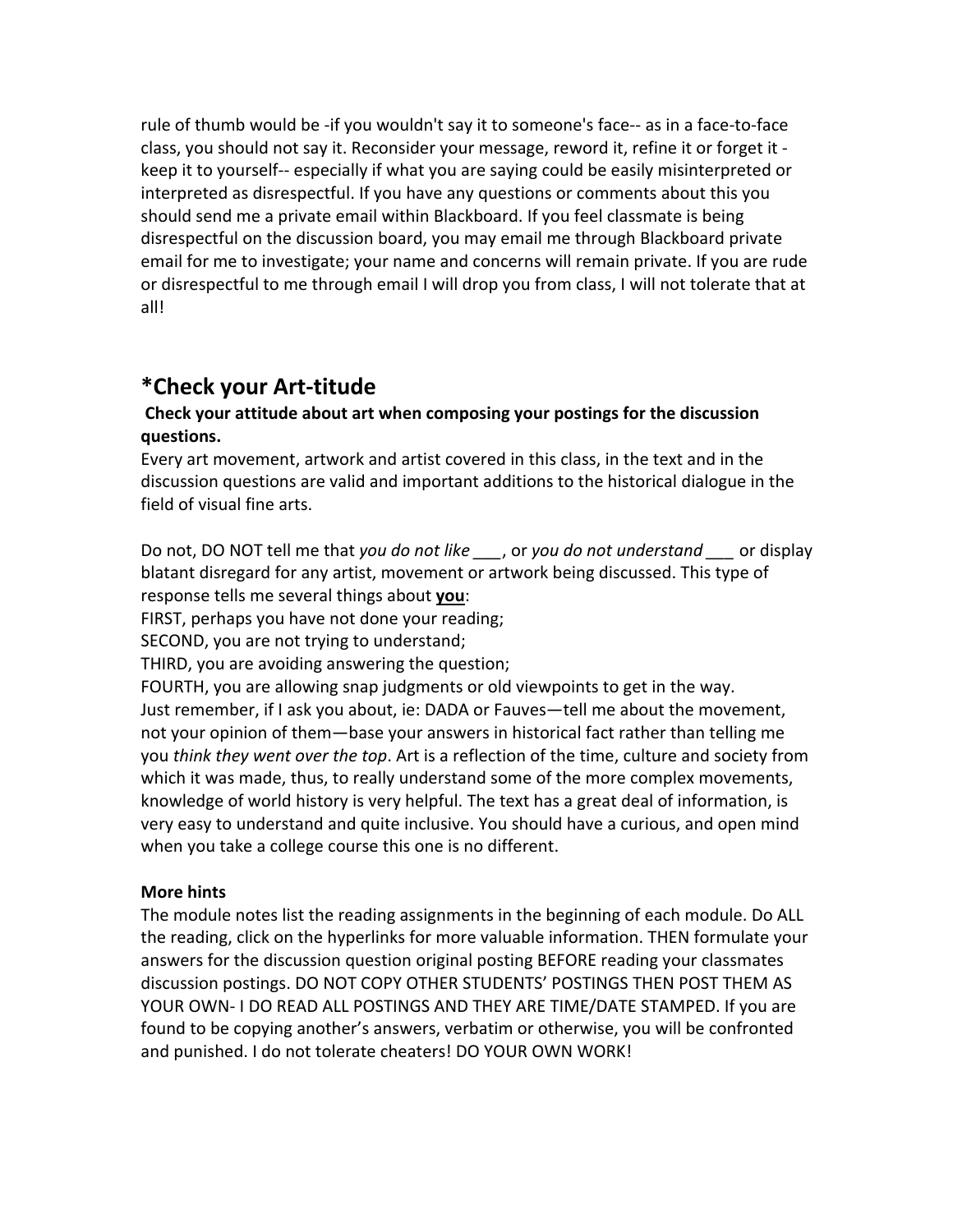rule of thumb would be -if you wouldn't say it to someone's face-- as in a face-to-face class, you should not say it. Reconsider your message, reword it, refine it or forget it - keep it to yourself-- especially if what you are saying could be easily misinterpreted or interpreted as disrespectful. If you have any questions or comments about this you should send me a private email within Blackboard. If you feel classmate is being disrespectful on the discussion board, you may email me through Blackboard private email for me to investigate; your name and concerns will remain private. If you are rude or disrespectful to me through email I will drop you from class, I will not tolerate that at all!

## *Check your Art-titude

**Check your attitude about art when composing your postings for the discussion questions.**

Every art movement, artwork and artist covered in this class, in the text and in the discussion questions are valid and important additions to the historical dialogue in the field of visual fine arts.

Do not, DO NOT tell me that *you do not like* ___, or *you do not understand* ___ or display blatant disregard for any artist, movement or artwork being discussed. This type of response tells me several things about **<u>you</u>**:

FIRST, perhaps you have not done your reading;

SECOND, you are not trying to understand;

THIRD, you are avoiding answering the question;

FOURTH, you are allowing snap judgments or old viewpoints to get in the way.

Just remember, if I ask you about, ie: DADA or Fauves—tell me about the movement, not your opinion of them—base your answers in historical fact rather than telling me you *think they went over the top*. Art is a reflection of the time, culture and society from which it was made, thus, to really understand some of the more complex movements, knowledge of world history is very helpful. The text has a great deal of information, is very easy to understand and quite inclusive. You should have a curious, and open mind when you take a college course this one is no different.

**More hints**

The module notes list the reading assignments in the beginning of each module. Do ALL the reading, click on the hyperlinks for more valuable information. THEN formulate your answers for the discussion question original posting BEFORE reading your classmates discussion postings. DO NOT COPY OTHER STUDENTS' POSTINGS THEN POST THEM AS YOUR OWN- I DO READ ALL POSTINGS AND THEY ARE TIME/DATE STAMPED. If you are found to be copying another's answers, verbatim or otherwise, you will be confronted and punished. I do not tolerate cheaters! DO YOUR OWN WORK!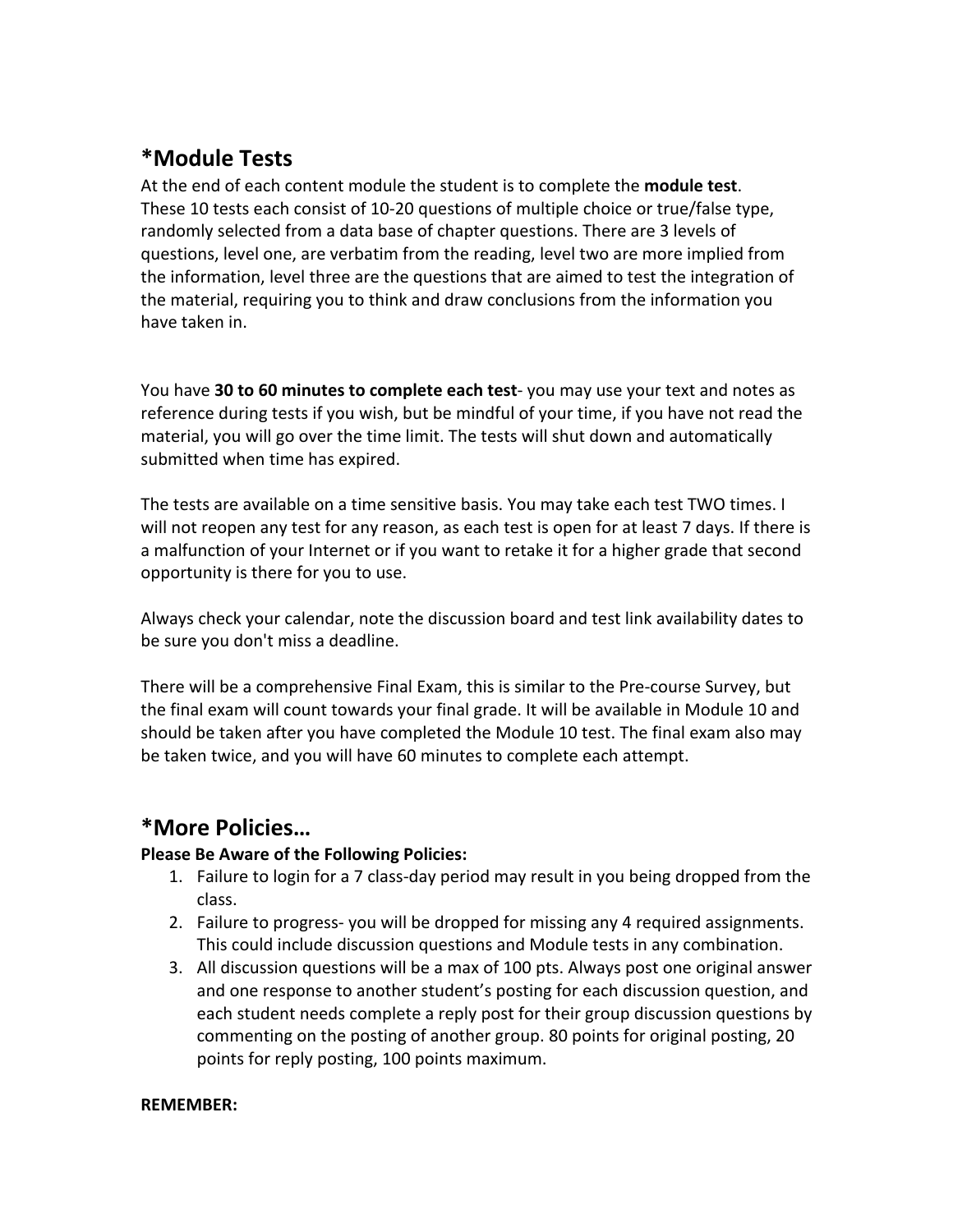## *Module Tests

At the end of each content module the student is to complete the **module test**. These 10 tests each consist of 10-20 questions of multiple choice or true/false type, randomly selected from a data base of chapter questions. There are 3 levels of questions, level one, are verbatim from the reading, level two are more implied from the information, level three are the questions that are aimed to test the integration of the material, requiring you to think and draw conclusions from the information you have taken in.

You have **30 to 60 minutes to complete each test**- you may use your text and notes as reference during tests if you wish, but be mindful of your time, if you have not read the material, you will go over the time limit. The tests will shut down and automatically submitted when time has expired.

The tests are available on a time sensitive basis. You may take each test TWO times. I will not reopen any test for any reason, as each test is open for at least 7 days. If there is a malfunction of your Internet or if you want to retake it for a higher grade that second opportunity is there for you to use.

Always check your calendar, note the discussion board and test link availability dates to be sure you don't miss a deadline.

There will be a comprehensive Final Exam, this is similar to the Pre-course Survey, but the final exam will count towards your final grade. It will be available in Module 10 and should be taken after you have completed the Module 10 test. The final exam also may be taken twice, and you will have 60 minutes to complete each attempt.

## *More Policies…

**Please Be Aware of the Following Policies:**

1. Failure to login for a 7 class-day period may result in you being dropped from the class.
2. Failure to progress- you will be dropped for missing any 4 required assignments. This could include discussion questions and Module tests in any combination.
3. All discussion questions will be a max of 100 pts. Always post one original answer and one response to another student's posting for each discussion question, and each student needs complete a reply post for their group discussion questions by commenting on the posting of another group. 80 points for original posting, 20 points for reply posting, 100 points maximum.

**REMEMBER:**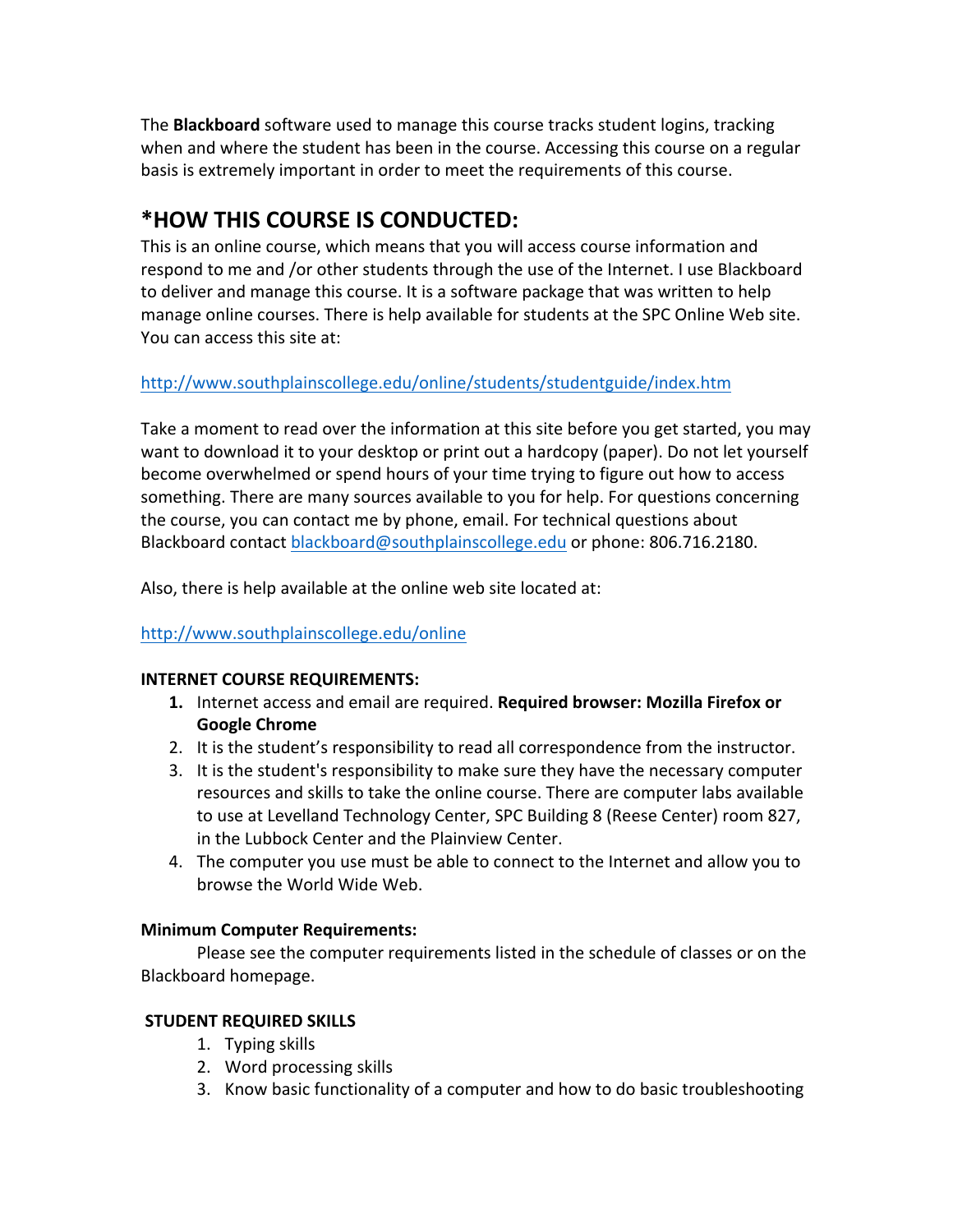The **Blackboard** software used to manage this course tracks student logins, tracking when and where the student has been in the course. Accessing this course on a regular basis is extremely important in order to meet the requirements of this course.

# *HOW THIS COURSE IS CONDUCTED:

This is an online course, which means that you will access course information and respond to me and /or other students through the use of the Internet. I use Blackboard to deliver and manage this course. It is a software package that was written to help manage online courses. There is help available for students at the SPC Online Web site. You can access this site at:

http://www.southplainscollege.edu/online/students/studentguide/index.htm

Take a moment to read over the information at this site before you get started, you may want to download it to your desktop or print out a hardcopy (paper). Do not let yourself become overwhelmed or spend hours of your time trying to figure out how to access something. There are many sources available to you for help. For questions concerning the course, you can contact me by phone, email. For technical questions about Blackboard contact blackboard@southplainscollege.edu or phone: 806.716.2180.

Also, there is help available at the online web site located at:

http://www.southplainscollege.edu/online

**INTERNET COURSE REQUIREMENTS:**

1. Internet access and email are required. **Required browser: Mozilla Firefox or Google Chrome**
2. It is the student's responsibility to read all correspondence from the instructor.
3. It is the student's responsibility to make sure they have the necessary computer resources and skills to take the online course. There are computer labs available to use at Levelland Technology Center, SPC Building 8 (Reese Center) room 827, in the Lubbock Center and the Plainview Center.
4. The computer you use must be able to connect to the Internet and allow you to browse the World Wide Web.

**Minimum Computer Requirements:**

Please see the computer requirements listed in the schedule of classes or on the Blackboard homepage.

**STUDENT REQUIRED SKILLS**

1. Typing skills
2. Word processing skills
3. Know basic functionality of a computer and how to do basic troubleshooting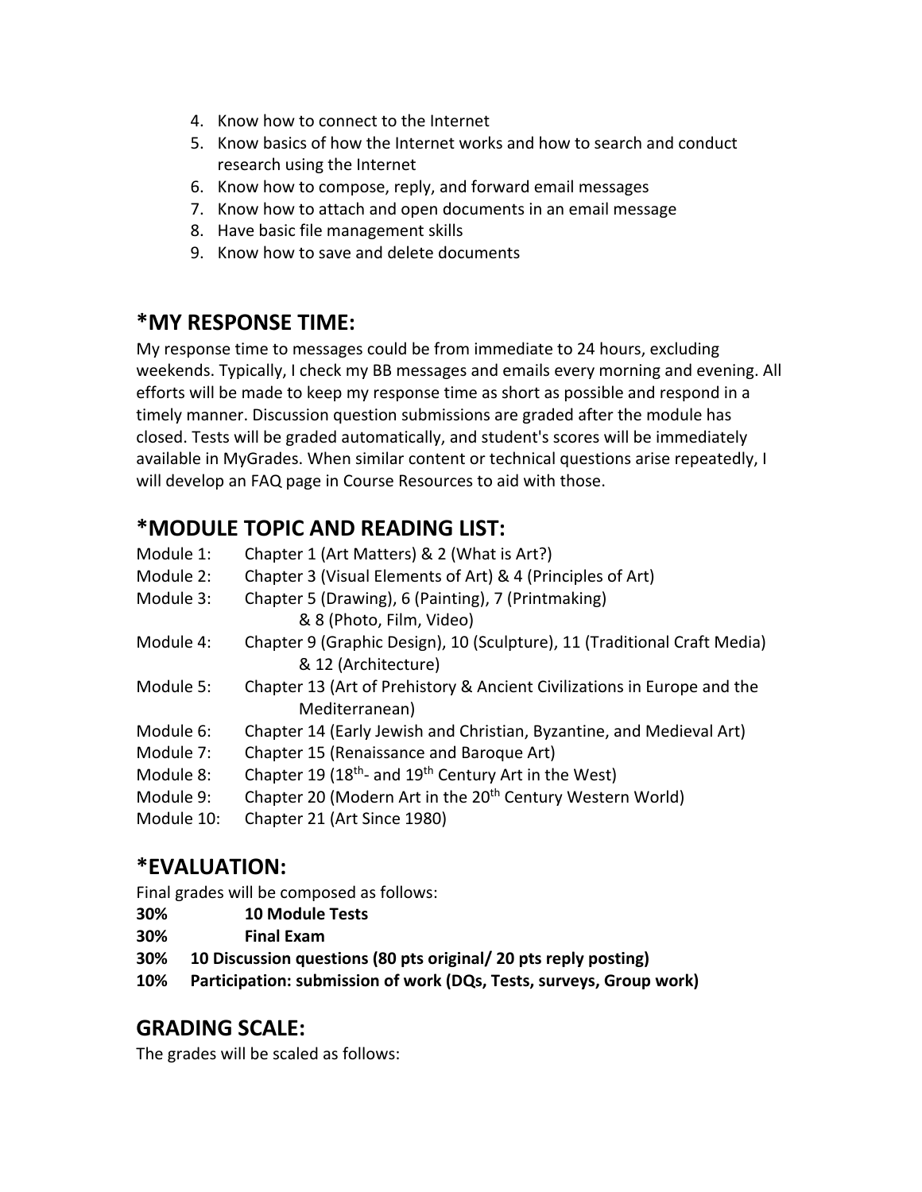4. Know how to connect to the Internet
5. Know basics of how the Internet works and how to search and conduct research using the Internet
6. Know how to compose, reply, and forward email messages
7. Know how to attach and open documents in an email message
8. Have basic file management skills
9. Know how to save and delete documents

## *MY RESPONSE TIME:

My response time to messages could be from immediate to 24 hours, excluding weekends. Typically, I check my BB messages and emails every morning and evening. All efforts will be made to keep my response time as short as possible and respond in a timely manner. Discussion question submissions are graded after the module has closed. Tests will be graded automatically, and student's scores will be immediately available in MyGrades. When similar content or technical questions arise repeatedly, I will develop an FAQ page in Course Resources to aid with those.

## *MODULE TOPIC AND READING LIST:

| | |
|---|---|
| Module 1: | Chapter 1 (Art Matters) & 2 (What is Art?) |
| Module 2: | Chapter 3 (Visual Elements of Art) & 4 (Principles of Art) |
| Module 3: | Chapter 5 (Drawing), 6 (Painting), 7 (Printmaking) & 8 (Photo, Film, Video) |
| Module 4: | Chapter 9 (Graphic Design), 10 (Sculpture), 11 (Traditional Craft Media) & 12 (Architecture) |
| Module 5: | Chapter 13 (Art of Prehistory & Ancient Civilizations in Europe and the Mediterranean) |
| Module 6: | Chapter 14 (Early Jewish and Christian, Byzantine, and Medieval Art) |
| Module 7: | Chapter 15 (Renaissance and Baroque Art) |
| Module 8: | Chapter 19 (18th- and 19th Century Art in the West) |
| Module 9: | Chapter 20 (Modern Art in the 20th Century Western World) |
| Module 10: | Chapter 21 (Art Since 1980) |

## *EVALUATION:

Final grades will be composed as follows:

**30% 10 Module Tests**
**30% Final Exam**
**30% 10 Discussion questions (80 pts original/ 20 pts reply posting)**
**10% Participation: submission of work (DQs, Tests, surveys, Group work)**

## GRADING SCALE:

The grades will be scaled as follows: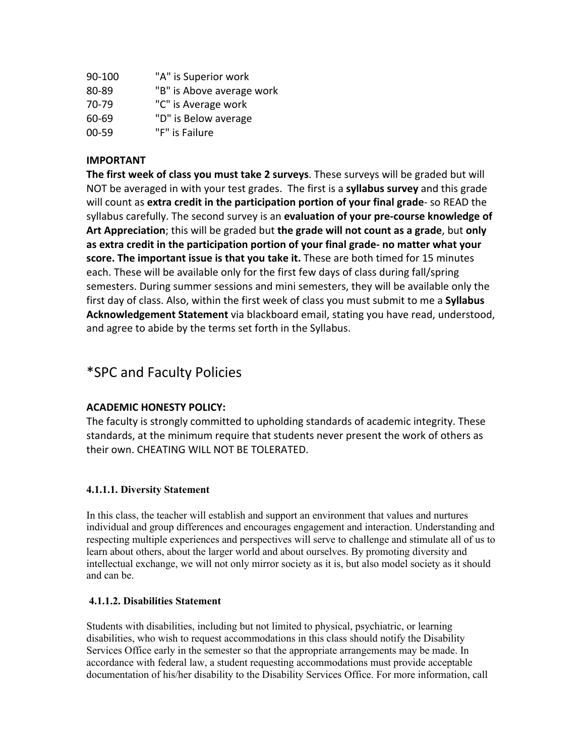| | |
|---|---|
| 90-100 | "A" is Superior work |
| 80-89 | "B" is Above average work |
| 70-79 | "C" is Average work |
| 60-69 | "D" is Below average |
| 00-59 | "F" is Failure |

**IMPORTANT**

**The first week of class you must take 2 surveys**. These surveys will be graded but will NOT be averaged in with your test grades. The first is a **syllabus survey** and this grade will count as **extra credit in the participation portion of your final grade**- so READ the syllabus carefully. The second survey is an **evaluation of your pre-course knowledge of Art Appreciation**; this will be graded but **the grade will not count as a grade**, but **only as extra credit in the participation portion of your final grade- no matter what your score. The important issue is that you take it.** These are both timed for 15 minutes each. These will be available only for the first few days of class during fall/spring semesters. During summer sessions and mini semesters, they will be available only the first day of class. Also, within the first week of class you must submit to me a **Syllabus Acknowledgement Statement** via blackboard email, stating you have read, understood, and agree to abide by the terms set forth in the Syllabus.

## *SPC and Faculty Policies

**ACADEMIC HONESTY POLICY:**

The faculty is strongly committed to upholding standards of academic integrity. These standards, at the minimum require that students never present the work of others as their own. CHEATING WILL NOT BE TOLERATED.

### 4.1.1.1. Diversity Statement

In this class, the teacher will establish and support an environment that values and nurtures individual and group differences and encourages engagement and interaction. Understanding and respecting multiple experiences and perspectives will serve to challenge and stimulate all of us to learn about others, about the larger world and about ourselves. By promoting diversity and intellectual exchange, we will not only mirror society as it is, but also model society as it should and can be.

### 4.1.1.2. Disabilities Statement

Students with disabilities, including but not limited to physical, psychiatric, or learning disabilities, who wish to request accommodations in this class should notify the Disability Services Office early in the semester so that the appropriate arrangements may be made. In accordance with federal law, a student requesting accommodations must provide acceptable documentation of his/her disability to the Disability Services Office. For more information, call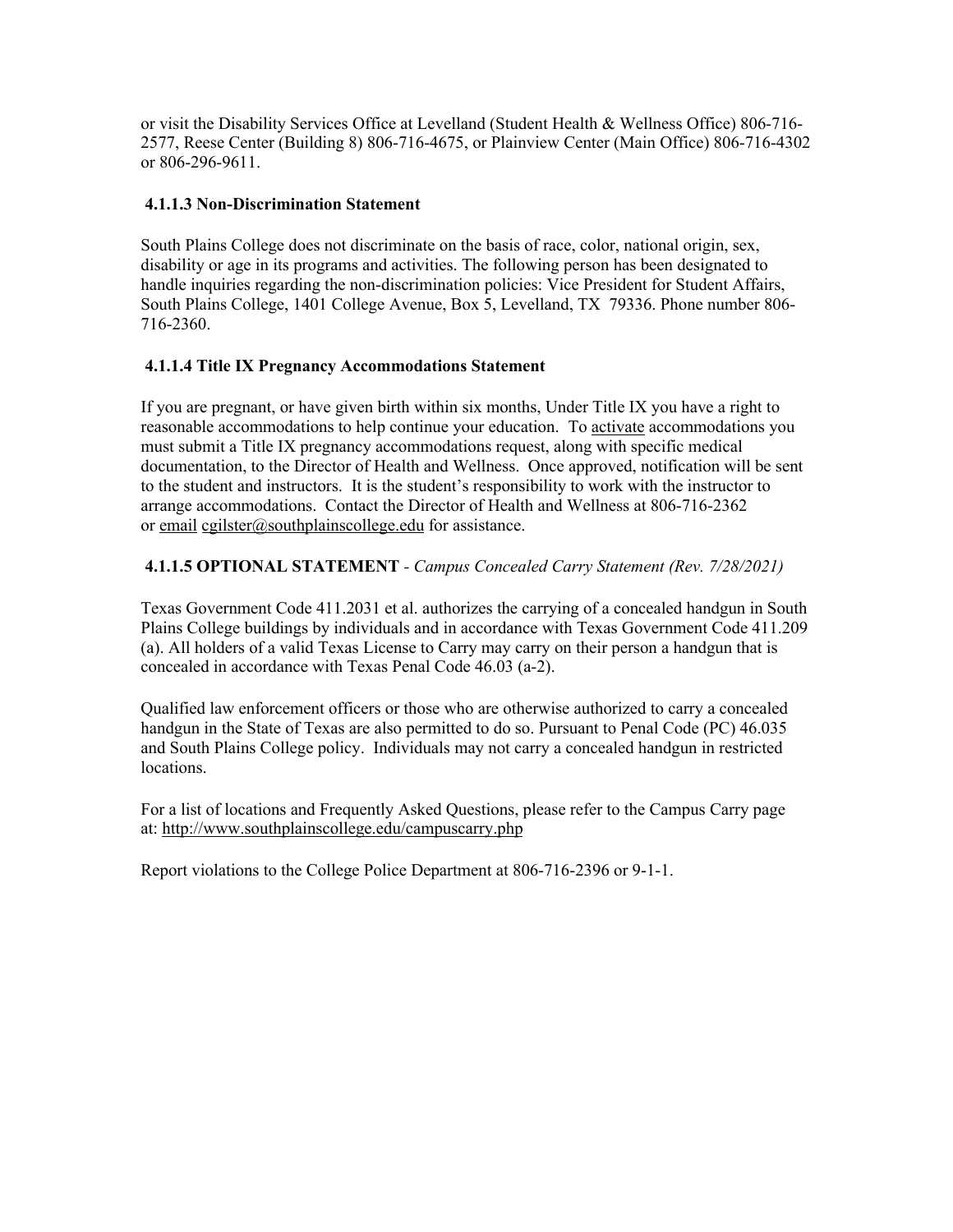or visit the Disability Services Office at Levelland (Student Health & Wellness Office) 806-716-2577, Reese Center (Building 8) 806-716-4675, or Plainview Center (Main Office) 806-716-4302 or 806-296-9611.

### 4.1.1.3 Non-Discrimination Statement

South Plains College does not discriminate on the basis of race, color, national origin, sex, disability or age in its programs and activities. The following person has been designated to handle inquiries regarding the non-discrimination policies: Vice President for Student Affairs, South Plains College, 1401 College Avenue, Box 5, Levelland, TX 79336. Phone number 806-716-2360.

### 4.1.1.4 Title IX Pregnancy Accommodations Statement

If you are pregnant, or have given birth within six months, Under Title IX you have a right to reasonable accommodations to help continue your education. To activate accommodations you must submit a Title IX pregnancy accommodations request, along with specific medical documentation, to the Director of Health and Wellness. Once approved, notification will be sent to the student and instructors. It is the student's responsibility to work with the instructor to arrange accommodations. Contact the Director of Health and Wellness at 806-716-2362 or email cgilster@southplainscollege.edu for assistance.

### 4.1.1.5 OPTIONAL STATEMENT - *Campus Concealed Carry Statement (Rev. 7/28/2021)*

Texas Government Code 411.2031 et al. authorizes the carrying of a concealed handgun in South Plains College buildings by individuals and in accordance with Texas Government Code 411.209 (a). All holders of a valid Texas License to Carry may carry on their person a handgun that is concealed in accordance with Texas Penal Code 46.03 (a-2).

Qualified law enforcement officers or those who are otherwise authorized to carry a concealed handgun in the State of Texas are also permitted to do so. Pursuant to Penal Code (PC) 46.035 and South Plains College policy. Individuals may not carry a concealed handgun in restricted locations.

For a list of locations and Frequently Asked Questions, please refer to the Campus Carry page at: http://www.southplainscollege.edu/campuscarry.php

Report violations to the College Police Department at 806-716-2396 or 9-1-1.